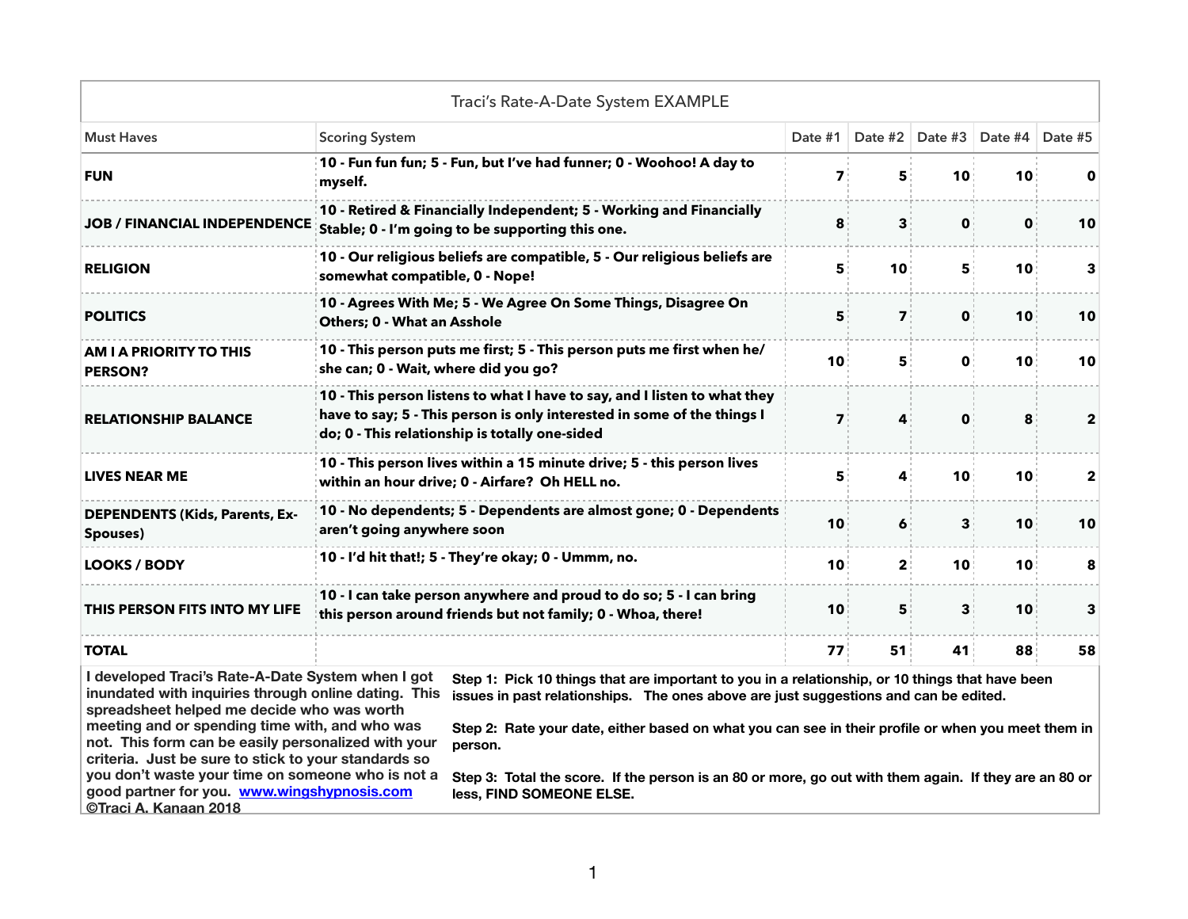## Traci's Rate-A-Date System EXAMPLE

| Must Haves | Scoring System | Date #1 | Date #2 | Date #3 | Date #4 | Date #5 |
|---|---|---|---|---|---|---|
| **FUN** | **10 - Fun fun fun; 5 - Fun, but I've had funner; 0 - Woohoo! A day to myself.** | **7** | **5** | **10** | **10** | **0** |
| **JOB / FINANCIAL INDEPENDENCE** | **10 - Retired & Financially Independent; 5 - Working and Financially Stable; 0 - I'm going to be supporting this one.** | **8** | **3** | **0** | **0** | **10** |
| **RELIGION** | **10 - Our religious beliefs are compatible, 5 - Our religious beliefs are somewhat compatible, 0 - Nope!** | **5** | **10** | **5** | **10** | **3** |
| **POLITICS** | **10 - Agrees With Me; 5 - We Agree On Some Things, Disagree On Others; 0 - What an Asshole** | **5** | **7** | **0** | **10** | **10** |
| **AM I A PRIORITY TO THIS PERSON?** | **10 - This person puts me first; 5 - This person puts me first when he/she can; 0 - Wait, where did you go?** | **10** | **5** | **0** | **10** | **10** |
| **RELATIONSHIP BALANCE** | **10 - This person listens to what I have to say, and I listen to what they have to say; 5 - This person is only interested in some of the things I do; 0 - This relationship is totally one-sided** | **7** | **4** | **0** | **8** | **2** |
| **LIVES NEAR ME** | **10 - This person lives within a 15 minute drive; 5 - this person lives within an hour drive; 0 - Airfare? Oh HELL no.** | **5** | **4** | **10** | **10** | **2** |
| **DEPENDENTS (Kids, Parents, Ex-Spouses)** | **10 - No dependents; 5 - Dependents are almost gone; 0 - Dependents aren't going anywhere soon** | **10** | **6** | **3** | **10** | **10** |
| **LOOKS / BODY** | **10 - I'd hit that!; 5 - They're okay; 0 - Ummm, no.** | **10** | **2** | **10** | **10** | **8** |
| **THIS PERSON FITS INTO MY LIFE** | **10 - I can take person anywhere and proud to do so; 5 - I can bring this person around friends but not family; 0 - Whoa, there!** | **10** | **5** | **3** | **10** | **3** |
| **TOTAL** | | **77** | **51** | **41** | **88** | **58** |

**I developed Traci's Rate-A-Date System when I got inundated with inquiries through online dating. This spreadsheet helped me decide who was worth meeting and or spending time with, and who was not. This form can be easily personalized with your criteria. Just be sure to stick to your standards so you don't waste your time on someone who is not a good partner for you. [www.wingshypnosis.com](http://www.wingshypnosis.com)**
**©Traci A. Kanaan 2018**

**Step 1: Pick 10 things that are important to you in a relationship, or 10 things that have been issues in past relationships. The ones above are just suggestions and can be edited.**

**Step 2: Rate your date, either based on what you can see in their profile or when you meet them in person.**

**Step 3: Total the score. If the person is an 80 or more, go out with them again. If they are an 80 or less, FIND SOMEONE ELSE.**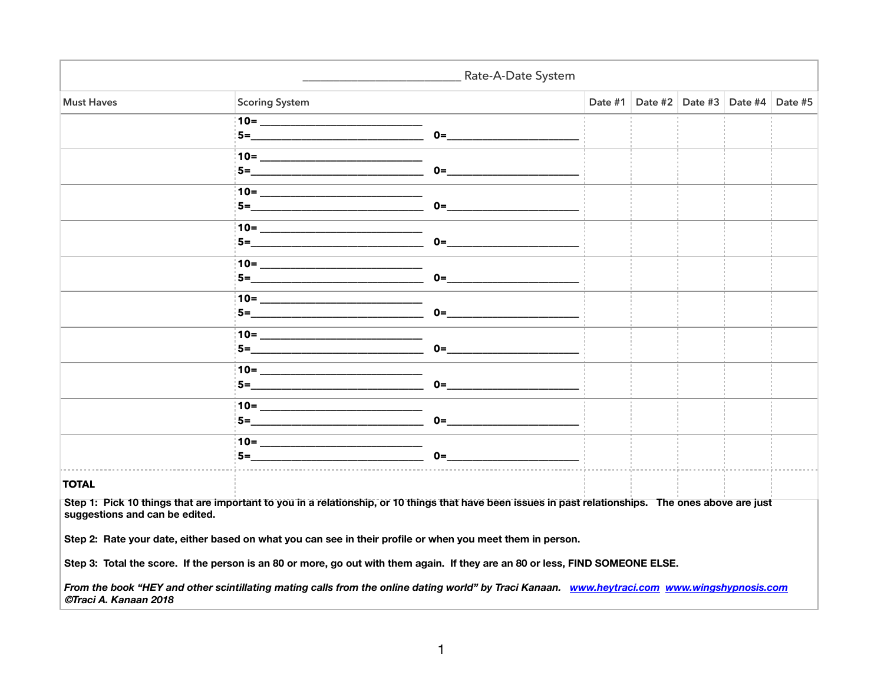| __________________________ Rate-A-Date System | | | | | | |
|---|---|---|---|---|---|---|
| Must Haves | Scoring System | Date #1 | Date #2 | Date #3 | Date #4 | Date #5 |
| | **10=** ______________________________<br>**5=**______________________________ **0=**________________________ | | | | | |
| | **10=** ______________________________<br>**5=**______________________________ **0=**________________________ | | | | | |
| | **10=** ______________________________<br>**5=**______________________________ **0=**________________________ | | | | | |
| | **10=** ______________________________<br>**5=**______________________________ **0=**________________________ | | | | | |
| | **10=** ______________________________<br>**5=**______________________________ **0=**________________________ | | | | | |
| | **10=** ______________________________<br>**5=**______________________________ **0=**________________________ | | | | | |
| | **10=** ______________________________<br>**5=**______________________________ **0=**________________________ | | | | | |
| | **10=** ______________________________<br>**5=**______________________________ **0=**________________________ | | | | | |
| | **10=** ______________________________<br>**5=**______________________________ **0=**________________________ | | | | | |
| | **10=** ______________________________<br>**5=**______________________________ **0=**________________________ | | | | | |
| **TOTAL** | | | | | | |

**Step 1: Pick 10 things that are important to you in a relationship, or 10 things that have been issues in past relationships. The ones above are just suggestions and can be edited.**

**Step 2: Rate your date, either based on what you can see in their profile or when you meet them in person.**

**Step 3: Total the score. If the person is an 80 or more, go out with them again. If they are an 80 or less, FIND SOMEONE ELSE.**

***From the book "HEY and other scintillating mating calls from the online dating world" by Traci Kanaan. www.heytraci.com www.wingshypnosis.com***
***©Traci A. Kanaan 2018***